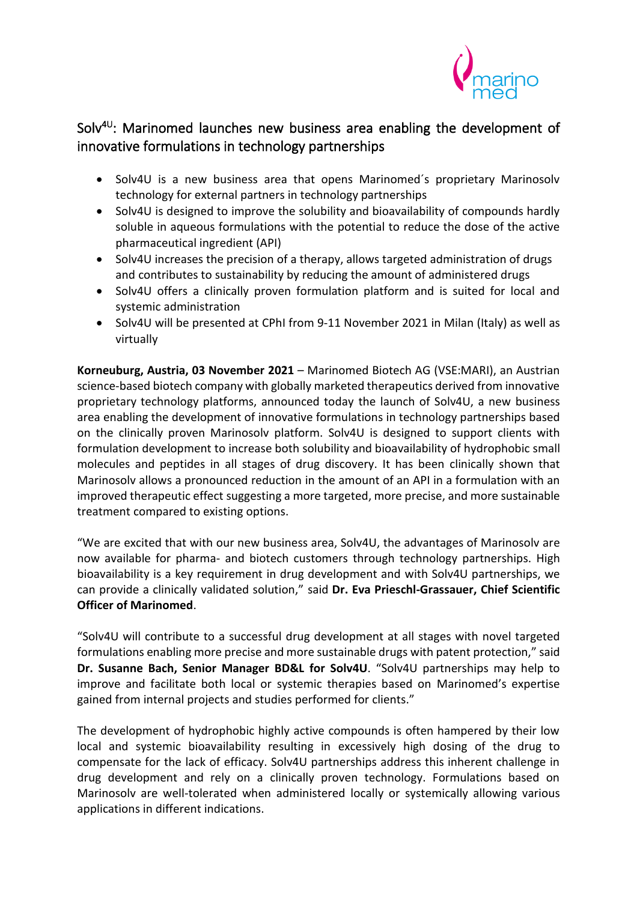# Solv$^{4U}$: Marinomed launches new business area enabling the development of innovative formulations in technology partnerships

- Solv4U is a new business area that opens Marinomed´s proprietary Marinosolv technology for external partners in technology partnerships
- Solv4U is designed to improve the solubility and bioavailability of compounds hardly soluble in aqueous formulations with the potential to reduce the dose of the active pharmaceutical ingredient (API)
- Solv4U increases the precision of a therapy, allows targeted administration of drugs and contributes to sustainability by reducing the amount of administered drugs
- Solv4U offers a clinically proven formulation platform and is suited for local and systemic administration
- Solv4U will be presented at CPhI from 9-11 November 2021 in Milan (Italy) as well as virtually

**Korneuburg, Austria, 03 November 2021** – Marinomed Biotech AG (VSE:MARI), an Austrian science-based biotech company with globally marketed therapeutics derived from innovative proprietary technology platforms, announced today the launch of Solv4U, a new business area enabling the development of innovative formulations in technology partnerships based on the clinically proven Marinosolv platform. Solv4U is designed to support clients with formulation development to increase both solubility and bioavailability of hydrophobic small molecules and peptides in all stages of drug discovery. It has been clinically shown that Marinosolv allows a pronounced reduction in the amount of an API in a formulation with an improved therapeutic effect suggesting a more targeted, more precise, and more sustainable treatment compared to existing options.

"We are excited that with our new business area, Solv4U, the advantages of Marinosolv are now available for pharma- and biotech customers through technology partnerships. High bioavailability is a key requirement in drug development and with Solv4U partnerships, we can provide a clinically validated solution," said **Dr. Eva Prieschl-Grassauer, Chief Scientific Officer of Marinomed**.

"Solv4U will contribute to a successful drug development at all stages with novel targeted formulations enabling more precise and more sustainable drugs with patent protection," said **Dr. Susanne Bach, Senior Manager BD&L for Solv4U**. "Solv4U partnerships may help to improve and facilitate both local or systemic therapies based on Marinomed's expertise gained from internal projects and studies performed for clients."

The development of hydrophobic highly active compounds is often hampered by their low local and systemic bioavailability resulting in excessively high dosing of the drug to compensate for the lack of efficacy. Solv4U partnerships address this inherent challenge in drug development and rely on a clinically proven technology. Formulations based on Marinosolv are well-tolerated when administered locally or systemically allowing various applications in different indications.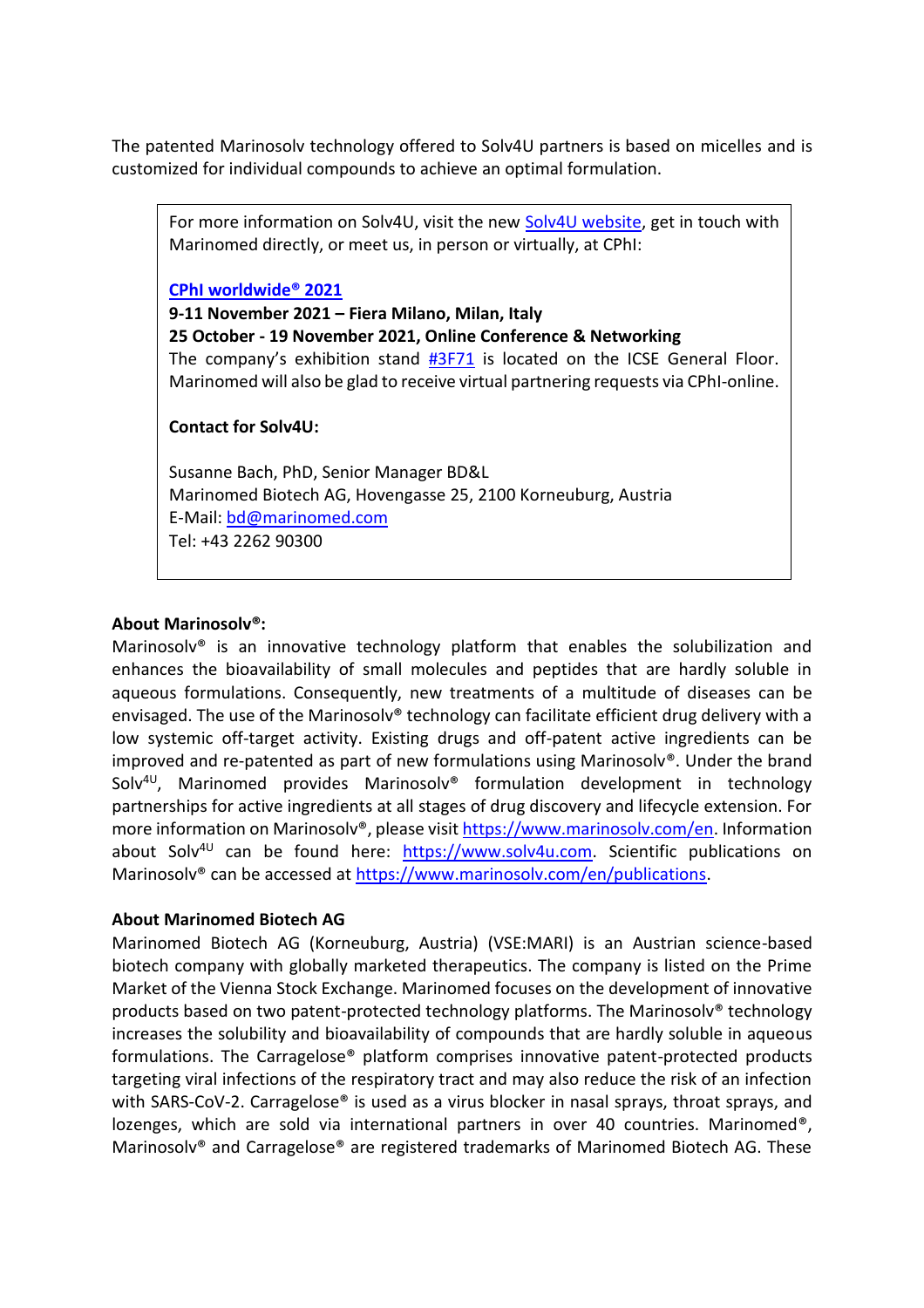The patented Marinosolv technology offered to Solv4U partners is based on micelles and is customized for individual compounds to achieve an optimal formulation.

For more information on Solv4U, visit the new Solv4U website, get in touch with Marinomed directly, or meet us, in person or virtually, at CPhI:

**CPhI worldwide® 2021**
**9-11 November 2021 – Fiera Milano, Milan, Italy**
**25 October - 19 November 2021, Online Conference & Networking**
The company's exhibition stand #3F71 is located on the ICSE General Floor. Marinomed will also be glad to receive virtual partnering requests via CPhI-online.

**Contact for Solv4U:**

Susanne Bach, PhD, Senior Manager BD&L
Marinomed Biotech AG, Hovengasse 25, 2100 Korneuburg, Austria
E-Mail: bd@marinomed.com
Tel: +43 2262 90300

**About Marinosolv®:**
Marinosolv® is an innovative technology platform that enables the solubilization and enhances the bioavailability of small molecules and peptides that are hardly soluble in aqueous formulations. Consequently, new treatments of a multitude of diseases can be envisaged. The use of the Marinosolv® technology can facilitate efficient drug delivery with a low systemic off-target activity. Existing drugs and off-patent active ingredients can be improved and re-patented as part of new formulations using Marinosolv®. Under the brand Solv4U, Marinomed provides Marinosolv® formulation development in technology partnerships for active ingredients at all stages of drug discovery and lifecycle extension. For more information on Marinosolv®, please visit https://www.marinosolv.com/en. Information about Solv4U can be found here: https://www.solv4u.com. Scientific publications on Marinosolv® can be accessed at https://www.marinosolv.com/en/publications.

**About Marinomed Biotech AG**
Marinomed Biotech AG (Korneuburg, Austria) (VSE:MARI) is an Austrian science-based biotech company with globally marketed therapeutics. The company is listed on the Prime Market of the Vienna Stock Exchange. Marinomed focuses on the development of innovative products based on two patent-protected technology platforms. The Marinosolv® technology increases the solubility and bioavailability of compounds that are hardly soluble in aqueous formulations. The Carragelose® platform comprises innovative patent-protected products targeting viral infections of the respiratory tract and may also reduce the risk of an infection with SARS-CoV-2. Carragelose® is used as a virus blocker in nasal sprays, throat sprays, and lozenges, which are sold via international partners in over 40 countries. Marinomed®, Marinosolv® and Carragelose® are registered trademarks of Marinomed Biotech AG. These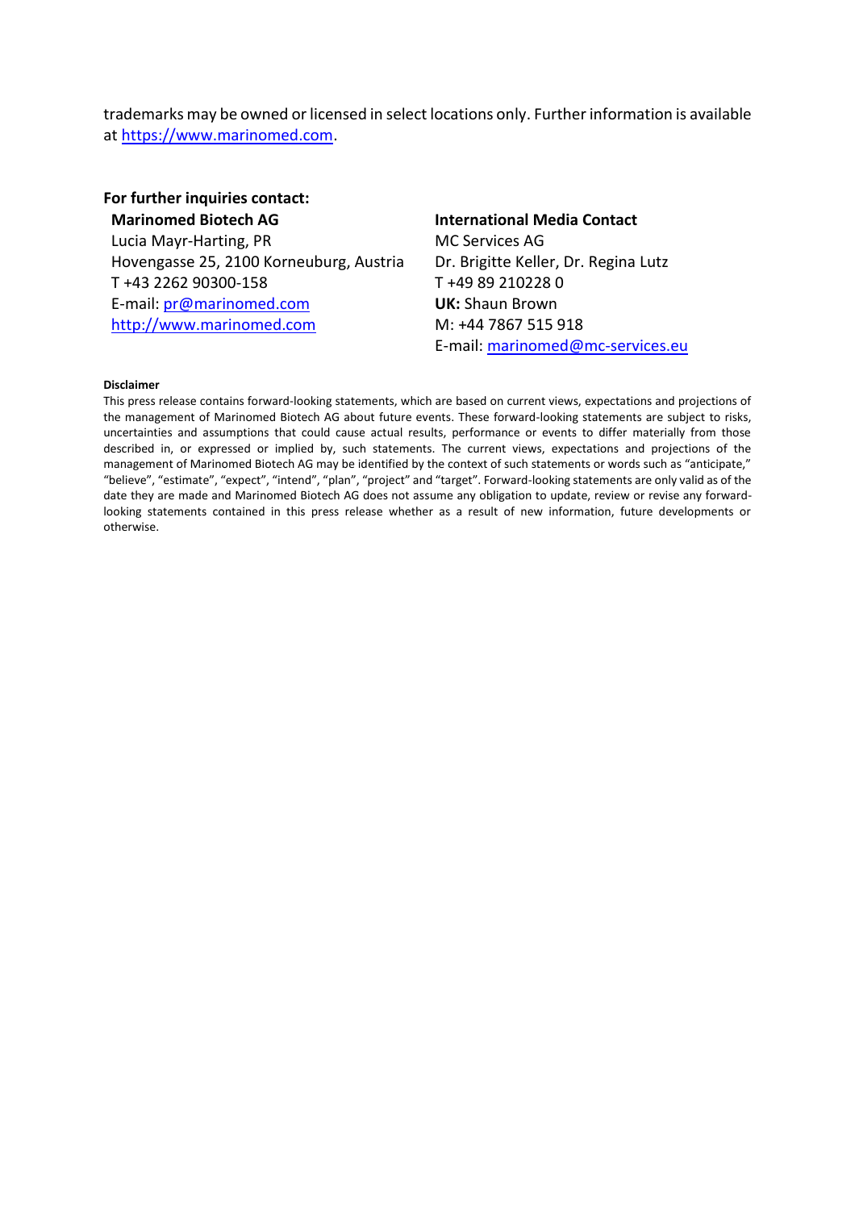trademarks may be owned or licensed in select locations only. Further information is available at https://www.marinomed.com.

**For further inquiries contact:**

**Marinomed Biotech AG**
Lucia Mayr-Harting, PR
Hovengasse 25, 2100 Korneuburg, Austria
T +43 2262 90300-158
E-mail: pr@marinomed.com
http://www.marinomed.com

**International Media Contact**
MC Services AG
Dr. Brigitte Keller, Dr. Regina Lutz
T +49 89 210228 0
**UK:** Shaun Brown
M: +44 7867 515 918
E-mail: marinomed@mc-services.eu

**Disclaimer**

This press release contains forward-looking statements, which are based on current views, expectations and projections of the management of Marinomed Biotech AG about future events. These forward-looking statements are subject to risks, uncertainties and assumptions that could cause actual results, performance or events to differ materially from those described in, or expressed or implied by, such statements. The current views, expectations and projections of the management of Marinomed Biotech AG may be identified by the context of such statements or words such as "anticipate," "believe", "estimate", "expect", "intend", "plan", "project" and "target". Forward-looking statements are only valid as of the date they are made and Marinomed Biotech AG does not assume any obligation to update, review or revise any forward-looking statements contained in this press release whether as a result of new information, future developments or otherwise.